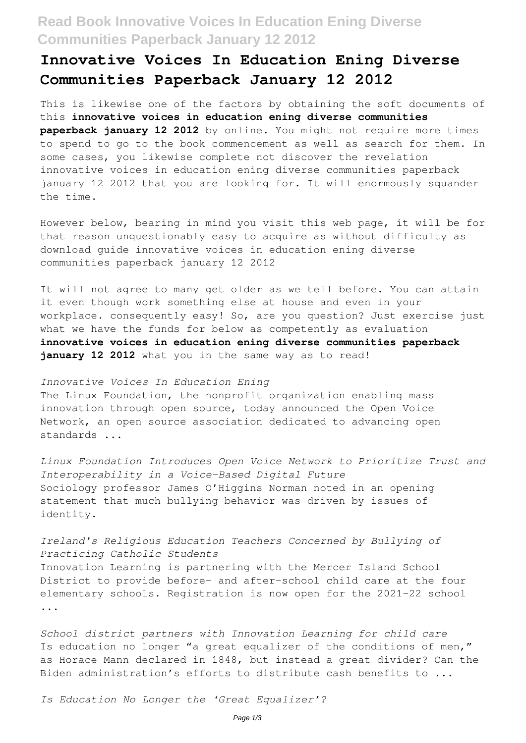# Innovative Voices In Education Ening Diverse Communities Paperback January 12 2012

This is likewise one of the factors by obtaining the soft documents of this **innovative voices in education ening diverse communities paperback january 12 2012** by online. You might not require more times to spend to go to the book commencement as well as search for them. In some cases, you likewise complete not discover the revelation innovative voices in education ening diverse communities paperback january 12 2012 that you are looking for. It will enormously squander the time.

However below, bearing in mind you visit this web page, it will be for that reason unquestionably easy to acquire as without difficulty as download guide innovative voices in education ening diverse communities paperback january 12 2012

It will not agree to many get older as we tell before. You can attain it even though work something else at house and even in your workplace. consequently easy! So, are you question? Just exercise just what we have the funds for below as competently as evaluation **innovative voices in education ening diverse communities paperback january 12 2012** what you in the same way as to read!

*Innovative Voices In Education Ening*

The Linux Foundation, the nonprofit organization enabling mass innovation through open source, today announced the Open Voice Network, an open source association dedicated to advancing open standards ...

*Linux Foundation Introduces Open Voice Network to Prioritize Trust and Interoperability in a Voice-Based Digital Future*

Sociology professor James O'Higgins Norman noted in an opening statement that much bullying behavior was driven by issues of identity.

*Ireland's Religious Education Teachers Concerned by Bullying of Practicing Catholic Students*

Innovation Learning is partnering with the Mercer Island School District to provide before- and after-school child care at the four elementary schools. Registration is now open for the 2021-22 school ...

*School district partners with Innovation Learning for child care*

Is education no longer "a great equalizer of the conditions of men," as Horace Mann declared in 1848, but instead a great divider? Can the Biden administration's efforts to distribute cash benefits to ...

*Is Education No Longer the 'Great Equalizer'?*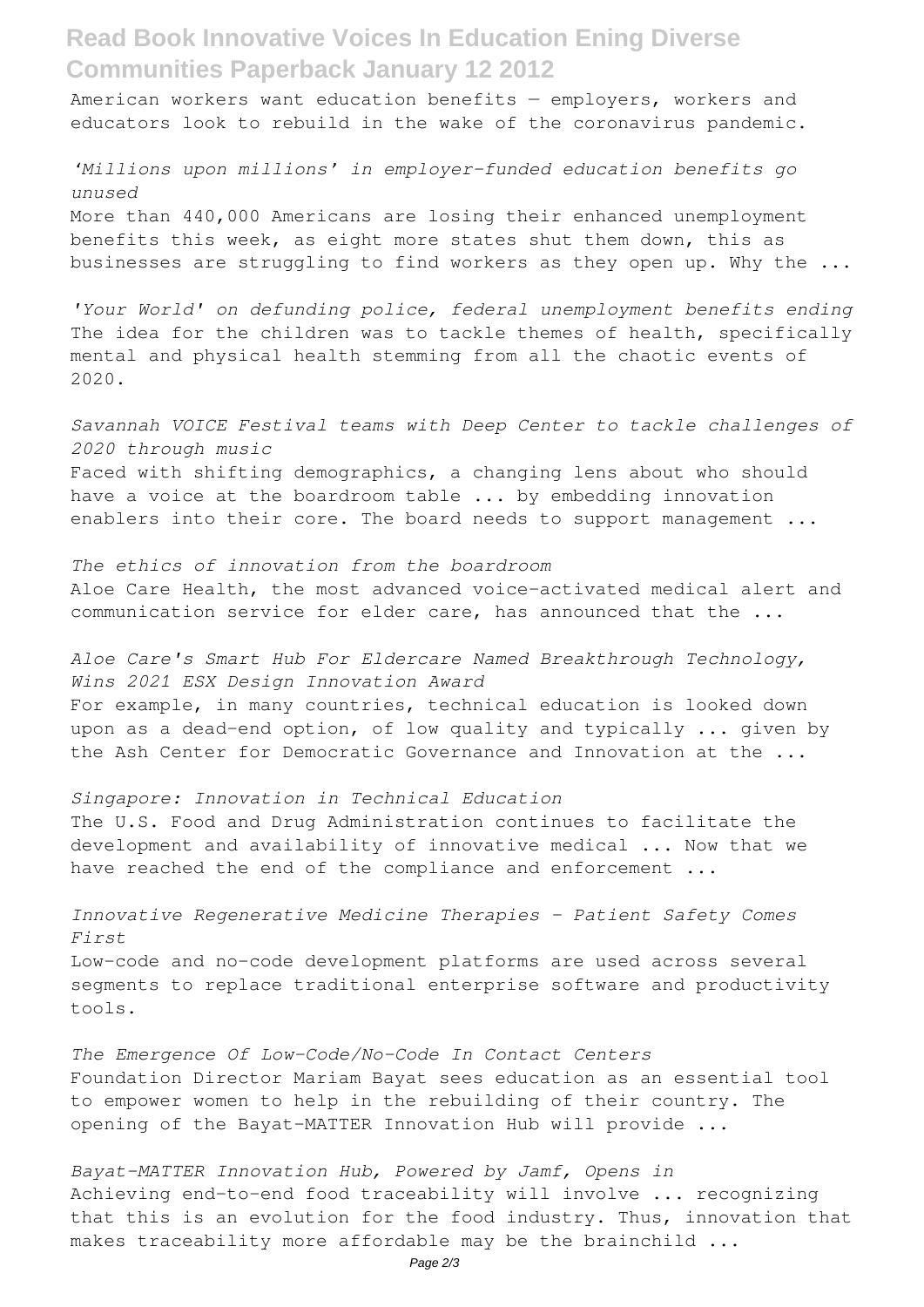American workers want education benefits — employers, workers and educators look to rebuild in the wake of the coronavirus pandemic.

*'Millions upon millions' in employer-funded education benefits go unused*

More than 440,000 Americans are losing their enhanced unemployment benefits this week, as eight more states shut them down, this as businesses are struggling to find workers as they open up. Why the ...

*'Your World' on defunding police, federal unemployment benefits ending*

The idea for the children was to tackle themes of health, specifically mental and physical health stemming from all the chaotic events of 2020.

*Savannah VOICE Festival teams with Deep Center to tackle challenges of 2020 through music*

Faced with shifting demographics, a changing lens about who should have a voice at the boardroom table ... by embedding innovation enablers into their core. The board needs to support management ...

*The ethics of innovation from the boardroom*

Aloe Care Health, the most advanced voice-activated medical alert and communication service for elder care, has announced that the ...

*Aloe Care's Smart Hub For Eldercare Named Breakthrough Technology, Wins 2021 ESX Design Innovation Award*

For example, in many countries, technical education is looked down upon as a dead-end option, of low quality and typically ... given by the Ash Center for Democratic Governance and Innovation at the ...

*Singapore: Innovation in Technical Education*

The U.S. Food and Drug Administration continues to facilitate the development and availability of innovative medical ... Now that we have reached the end of the compliance and enforcement ...

*Innovative Regenerative Medicine Therapies – Patient Safety Comes First*

Low-code and no-code development platforms are used across several segments to replace traditional enterprise software and productivity tools.

*The Emergence Of Low-Code/No-Code In Contact Centers*

Foundation Director Mariam Bayat sees education as an essential tool to empower women to help in the rebuilding of their country. The opening of the Bayat-MATTER Innovation Hub will provide ...

*Bayat-MATTER Innovation Hub, Powered by Jamf, Opens in*

Achieving end-to-end food traceability will involve ... recognizing that this is an evolution for the food industry. Thus, innovation that makes traceability more affordable may be the brainchild ...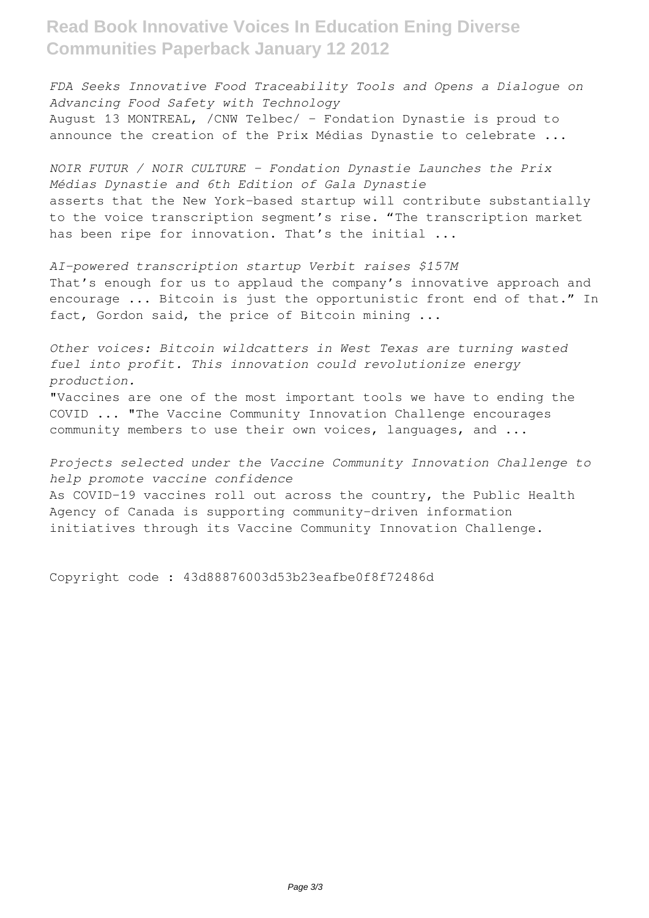*FDA Seeks Innovative Food Traceability Tools and Opens a Dialogue on Advancing Food Safety with Technology*
August 13 MONTREAL, /CNW Telbec/ - Fondation Dynastie is proud to announce the creation of the Prix Médias Dynastie to celebrate ...

*NOIR FUTUR / NOIR CULTURE - Fondation Dynastie Launches the Prix Médias Dynastie and 6th Edition of Gala Dynastie*
asserts that the New York-based startup will contribute substantially to the voice transcription segment's rise. "The transcription market has been ripe for innovation. That's the initial ...

*AI-powered transcription startup Verbit raises $157M*
That's enough for us to applaud the company's innovative approach and encourage ... Bitcoin is just the opportunistic front end of that." In fact, Gordon said, the price of Bitcoin mining ...

*Other voices: Bitcoin wildcatters in West Texas are turning wasted fuel into profit. This innovation could revolutionize energy production.*
"Vaccines are one of the most important tools we have to ending the COVID ... "The Vaccine Community Innovation Challenge encourages community members to use their own voices, languages, and ...

*Projects selected under the Vaccine Community Innovation Challenge to help promote vaccine confidence*
As COVID-19 vaccines roll out across the country, the Public Health Agency of Canada is supporting community-driven information initiatives through its Vaccine Community Innovation Challenge.

Copyright code : 43d88876003d53b23eafbe0f8f72486d